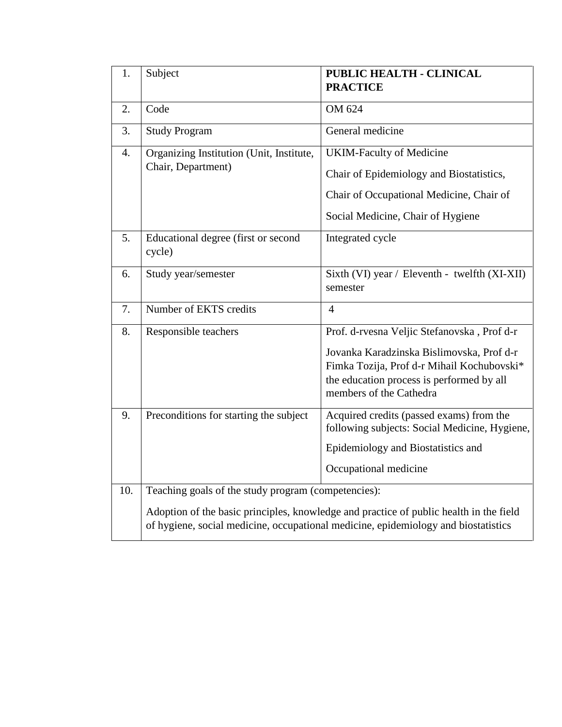| 1. | Subject | **PUBLIC HEALTH - CLINICAL PRACTICE** |
|---|---|---|
| 2. | Code | OM 624 |
| 3. | Study Program | General medicine |
| 4. | Organizing Institution (Unit, Institute, Chair, Department) | UKIM-Faculty of Medicine<br>Chair of Epidemiology and Biostatistics,<br>Chair of Occupational Medicine, Chair of<br>Social Medicine, Chair of Hygiene |
| 5. | Educational degree (first or second cycle) | Integrated cycle |
| 6. | Study year/semester | Sixth (VI) year / Eleventh - twelfth (XI-XII) semester |
| 7. | Number of EKTS credits | 4 |
| 8. | Responsible teachers | Prof. d-rvesna Veljic Stefanovska , Prof d-r<br>Jovanka Karadzinska Bislimovska, Prof d-r Fimka Tozija, Prof d-r Mihail Kochubovski* the education process is performed by all members of the Cathedra |
| 9. | Preconditions for starting the subject | Acquired credits (passed exams) from the following subjects: Social Medicine, Hygiene,<br>Epidemiology and Biostatistics and<br>Occupational medicine |
| 10. | Teaching goals of the study program (competencies):<br><br>Adoption of the basic principles, knowledge and practice of public health in the field of hygiene, social medicine, occupational medicine, epidemiology and biostatistics | |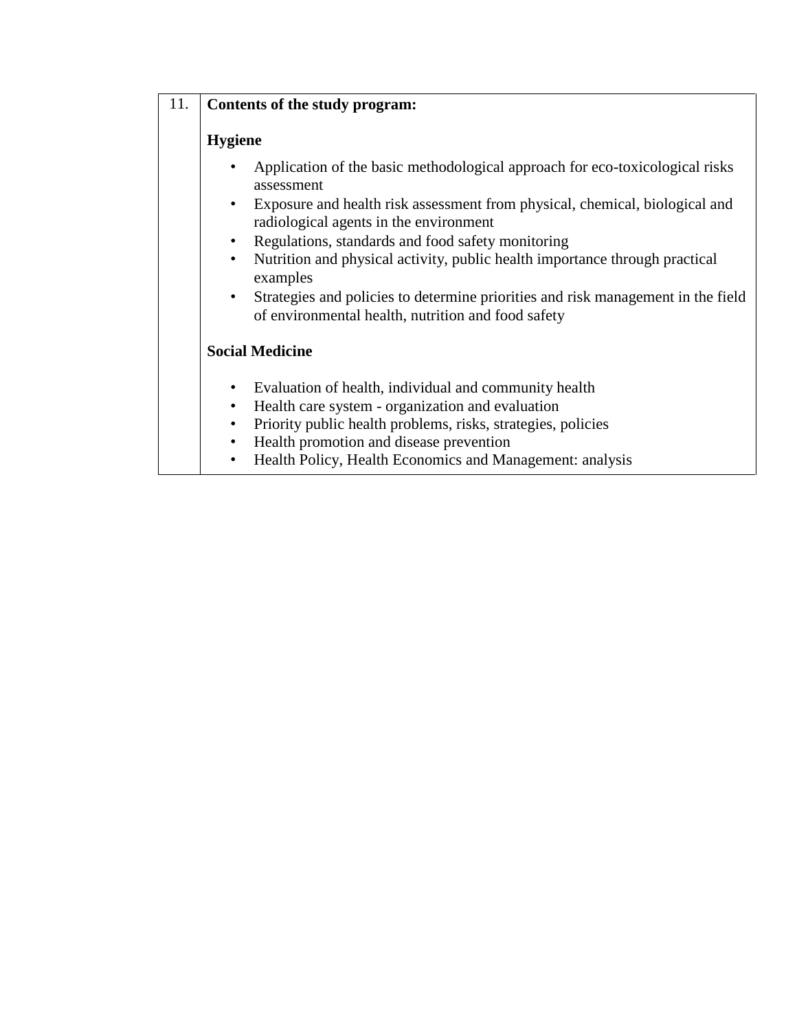| 11. | **Contents of the study program:**<br><br>**Hygiene**<br><br>• Application of the basic methodological approach for eco-toxicological risks assessment<br>• Exposure and health risk assessment from physical, chemical, biological and radiological agents in the environment<br>• Regulations, standards and food safety monitoring<br>• Nutrition and physical activity, public health importance through practical examples<br>• Strategies and policies to determine priorities and risk management in the field of environmental health, nutrition and food safety<br><br>**Social Medicine**<br><br>• Evaluation of health, individual and community health<br>• Health care system - organization and evaluation<br>• Priority public health problems, risks, strategies, policies<br>• Health promotion and disease prevention<br>• Health Policy, Health Economics and Management: analysis |
|---|---|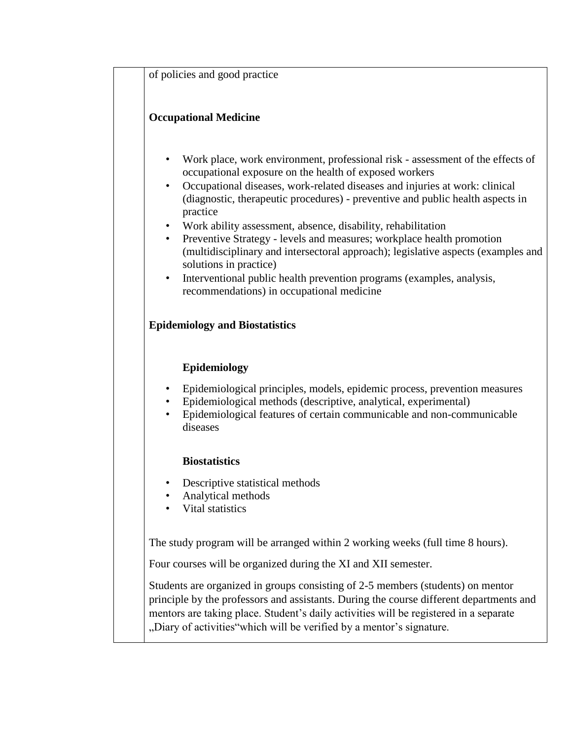of policies and good practice

**Occupational Medicine**

- Work place, work environment, professional risk - assessment of the effects of occupational exposure on the health of exposed workers
- Occupational diseases, work-related diseases and injuries at work: clinical (diagnostic, therapeutic procedures) - preventive and public health aspects in practice
- Work ability assessment, absence, disability, rehabilitation
- Preventive Strategy - levels and measures; workplace health promotion (multidisciplinary and intersectoral approach); legislative aspects (examples and solutions in practice)
- Interventional public health prevention programs (examples, analysis, recommendations) in occupational medicine

**Epidemiology and Biostatistics**

**Epidemiology**

- Epidemiological principles, models, epidemic process, prevention measures
- Epidemiological methods (descriptive, analytical, experimental)
- Epidemiological features of certain communicable and non-communicable diseases

**Biostatistics**

- Descriptive statistical methods
- Analytical methods
- Vital statistics

The study program will be arranged within 2 working weeks (full time 8 hours).

Four courses will be organized during the XI and XII semester.

Students are organized in groups consisting of 2-5 members (students) on mentor principle by the professors and assistants. During the course different departments and mentors are taking place. Student's daily activities will be registered in a separate „Diary of activities"which will be verified by a mentor's signature.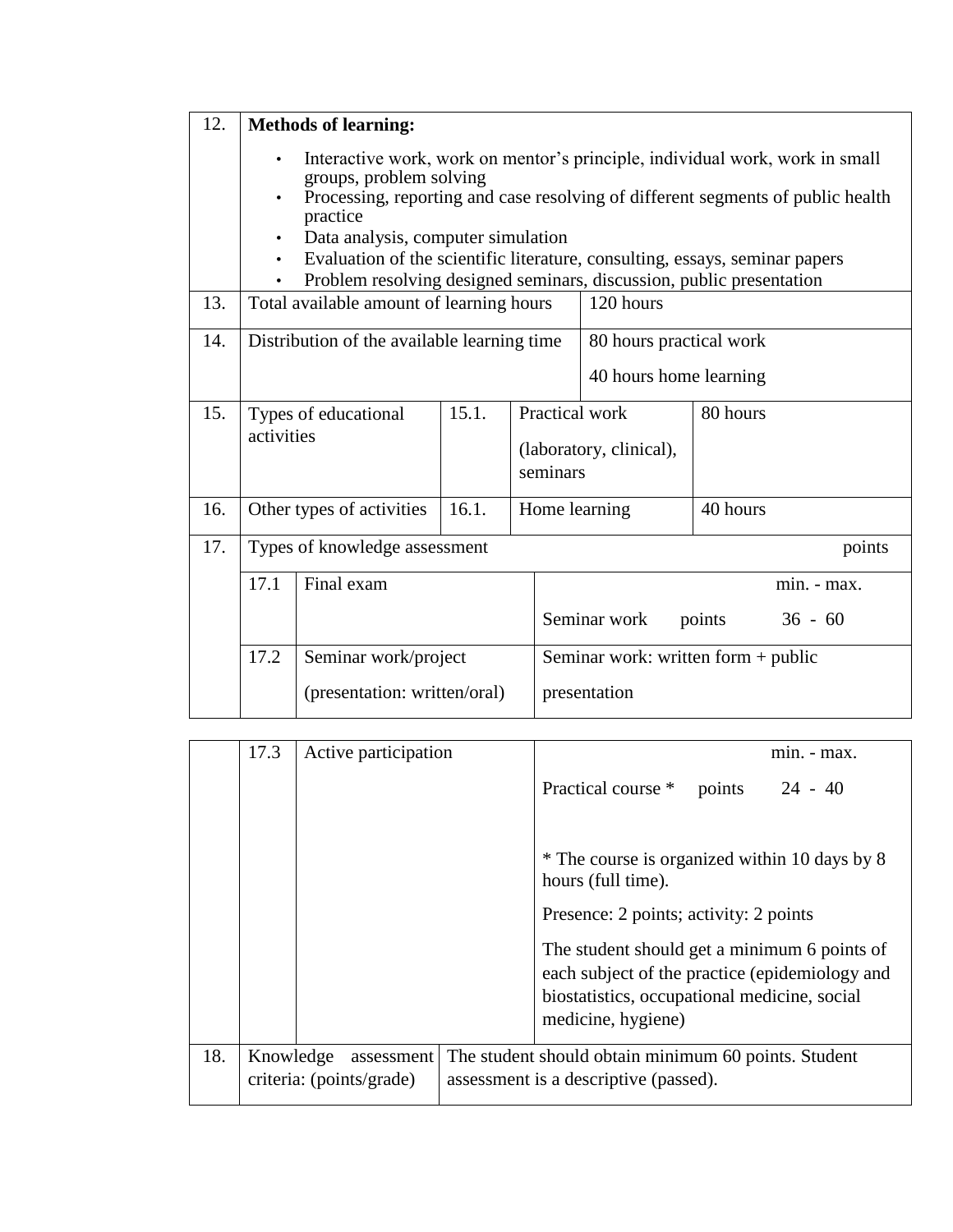| 12. | **Methods of learning:** | | | |
|---|---|---|---|---|
| | • Interactive work, work on mentor's principle, individual work, work in small groups, problem solving<br>• Processing, reporting and case resolving of different segments of public health practice<br>• Data analysis, computer simulation<br>• Evaluation of the scientific literature, consulting, essays, seminar papers<br>• Problem resolving designed seminars, discussion, public presentation | | | |
| 13. | Total available amount of learning hours | | 120 hours | |
| 14. | Distribution of the available learning time | | 80 hours practical work<br>40 hours home learning | |
| 15. | Types of educational activities | 15.1. | Practical work<br>(laboratory, clinical), seminars | 80 hours |
| 16. | Other types of activities | 16.1. | Home learning | 40 hours |

| 17. | Types of knowledge assessment | | points |
|---|---|---|---|
| | 17.1 | Final exam | min. - max.<br>Seminar work points 36 - 60 |
| | 17.2 | Seminar work/project<br>(presentation: written/oral) | Seminar work: written form + public presentation |
| | 17.3 | Active participation | min. - max.<br>Practical course * points 24 - 40<br><br>* The course is organized within 10 days by 8 hours (full time).<br><br>Presence: 2 points; activity: 2 points<br><br>The student should get a minimum 6 points of each subject of the practice (epidemiology and biostatistics, occupational medicine, social medicine, hygiene) |

| 18. | Knowledge assessment criteria: (points/grade) | The student should obtain minimum 60 points. Student assessment is a descriptive (passed). |
|---|---|---|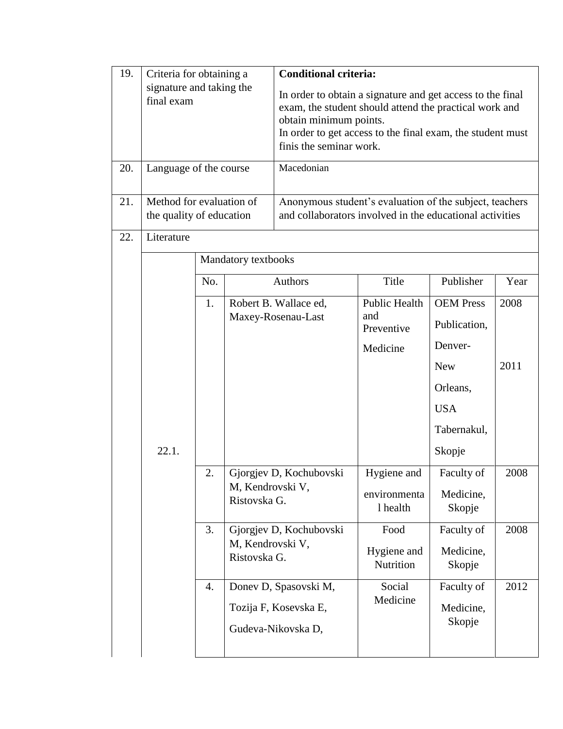| | | |
|---|---|---|
| 19. | Criteria for obtaining a signature and taking the final exam | **Conditional criteria:**<br>In order to obtain a signature and get access to the final exam, the student should attend the practical work and obtain minimum points.<br>In order to get access to the final exam, the student must finis the seminar work. |
| 20. | Language of the course | Macedonian |
| 21. | Method for evaluation of the quality of education | Anonymous student's evaluation of the subject, teachers and collaborators involved in the educational activities |
| 22. | Literature | |

| | Mandatory textbooks | | | | |
|---|---|---|---|---|---|
| | No. | Authors | Title | Publisher | Year |
| 22.1. | 1. | Robert B. Wallace ed, Maxey-Rosenau-Last | Public Health and Preventive Medicine | OEM Press Publication, Denver-New Orleans, USA<br>Tabernakul, Skopje | 2008<br>2011 |
| | 2. | Gjorgjev D, Kochubovski M, Kendrovski V, Ristovska G. | Hygiene and environmental health | Faculty of Medicine, Skopje | 2008 |
| | 3. | Gjorgjev D, Kochubovski M, Kendrovski V, Ristovska G. | Food Hygiene and Nutrition | Faculty of Medicine, Skopje | 2008 |
| | 4. | Donev D, Spasovski M, Tozija F, Kosevska E, Gudeva-Nikovska D, | Social Medicine | Faculty of Medicine, Skopje | 2012 |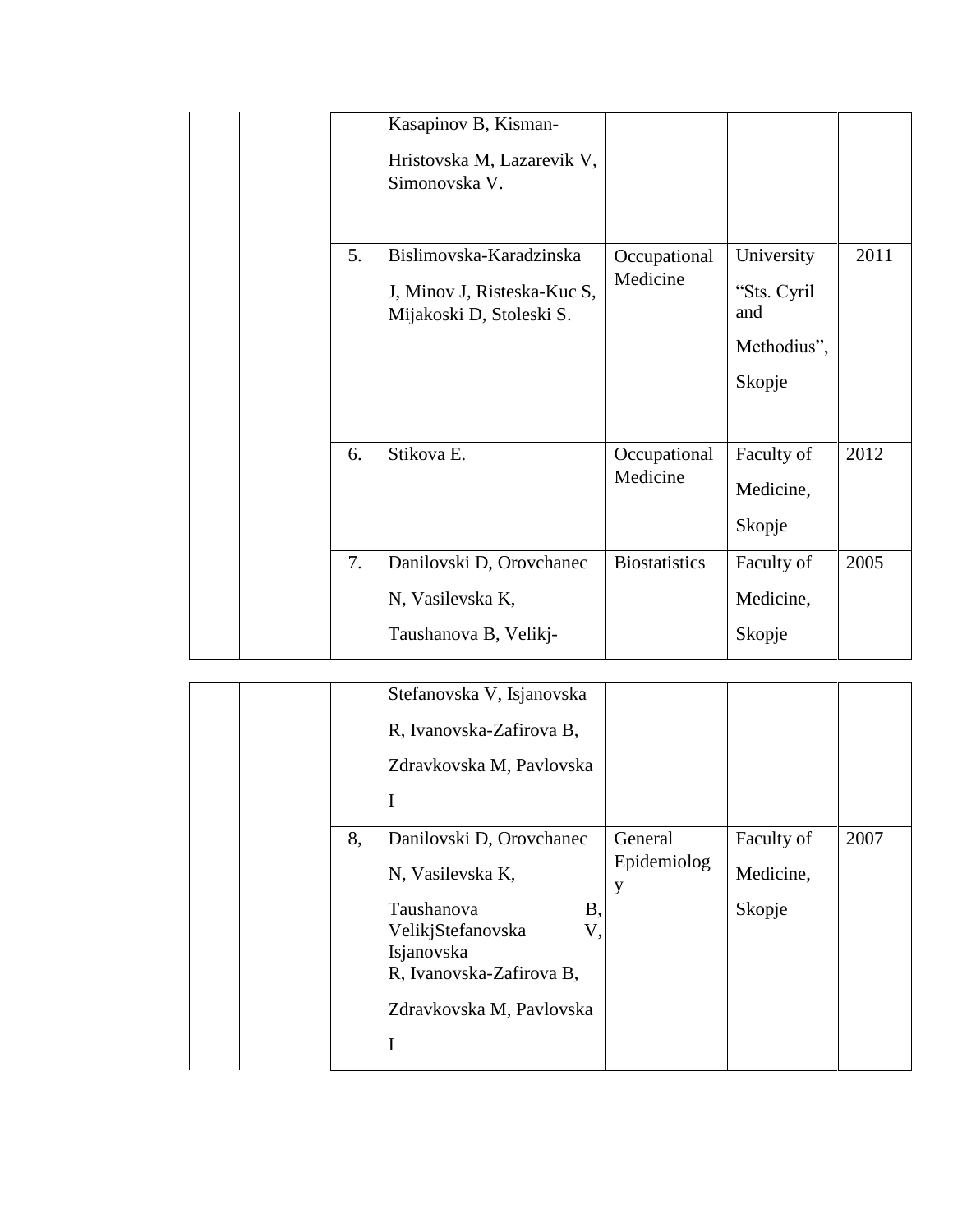| | | | | | | |
|---|---|---|---|---|---|---|
| | | | Kasapinov B, Kisman-Hristovska M, Lazarevik V, Simonovska V. | | | |
| | | 5. | Bislimovska-Karadzinska J, Minov J, Risteska-Kuc S, Mijakoski D, Stoleski S. | Occupational Medicine | University “Sts. Cyril and Methodius”, Skopje | 2011 |
| | | 6. | Stikova E. | Occupational Medicine | Faculty of Medicine, Skopje | 2012 |
| | | 7. | Danilovski D, Orovchanec N, Vasilevska K, Taushanova B, Velikj-Stefanovska V, Isjanovska R, Ivanovska-Zafirova B, Zdravkovska M, Pavlovska I | Biostatistics | Faculty of Medicine, Skopje | 2005 |
| | | 8, | Danilovski D, Orovchanec N, Vasilevska K, Taushanova B, VelikjStefanovska V, Isjanovska R, Ivanovska-Zafirova B, Zdravkovska M, Pavlovska I | General Epidemiology | Faculty of Medicine, Skopje | 2007 |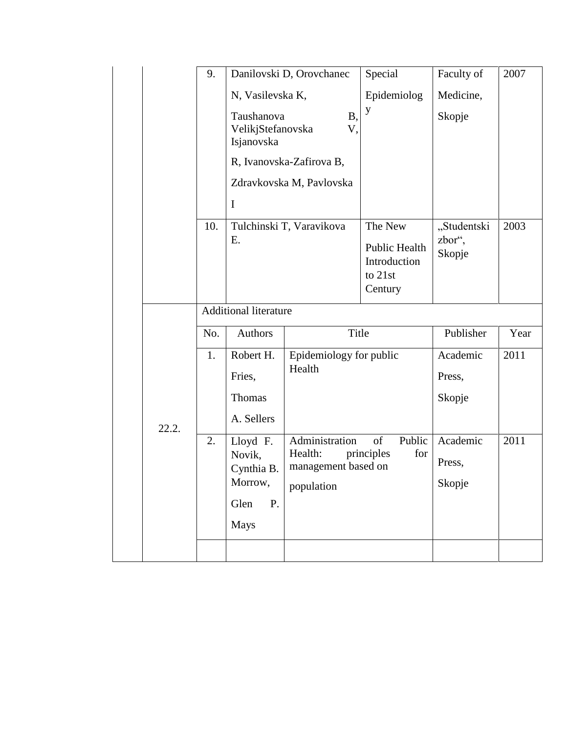| | | | | | |
|---|---|---|---|---|---|
| | 9. | Danilovski D, Orovchanec N, Vasilevska K, Taushanova B, VelikjStefanovska V, Isjanovska R, Ivanovska-Zafirova B, Zdravkovska M, Pavlovska I | Special Epidemiology | Faculty of Medicine, Skopje | 2007 |
| | 10. | Tulchinski T, Varavikova E. | The New Public Health Introduction to 21st Century | „Studentski zbor“, Skopje | 2003 |
| 22.2. | Additional literature | | | | |
| | No. | Authors | Title | Publisher | Year |
| | 1. | Robert H. Fries, Thomas A. Sellers | Epidemiology for public Health | Academic Press, Skopje | 2011 |
| | 2. | Lloyd F. Novik, Cynthia B. Morrow, Glen P. Mays | Administration of Public Health: principles for management based on population | Academic Press, Skopje | 2011 |
| | | | | | |